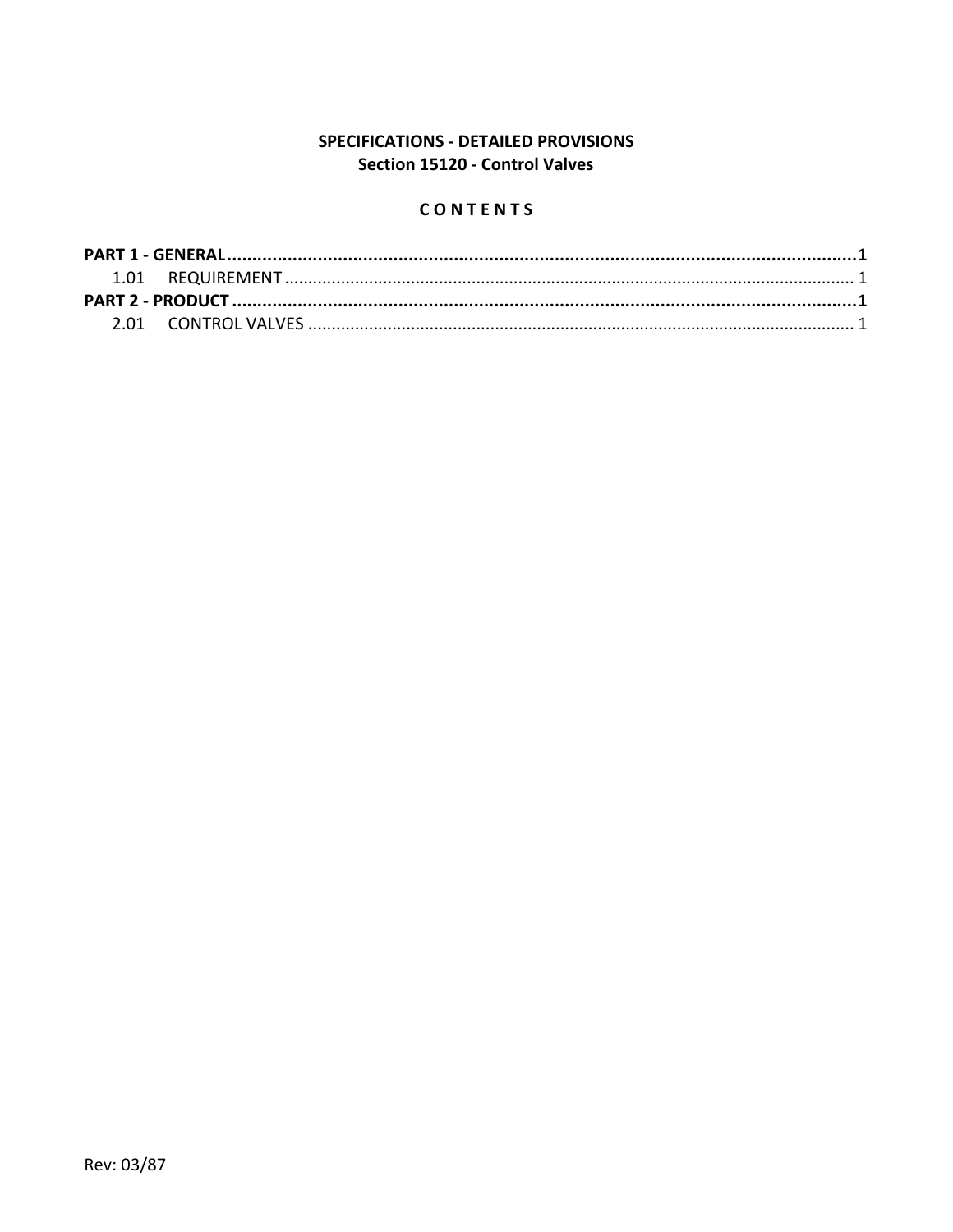**SPECIFICATIONS - DETAILED PROVISIONS**
**Section 15120 - Control Valves**

**C O N T E N T S**

**PART 1 - GENERAL....................................................................................................................1**
1.01 REQUIREMENT................................................................................................................... 1
**PART 2 - PRODUCT....................................................................................................................1**
2.01 CONTROL VALVES.............................................................................................................. 1

Rev: 03/87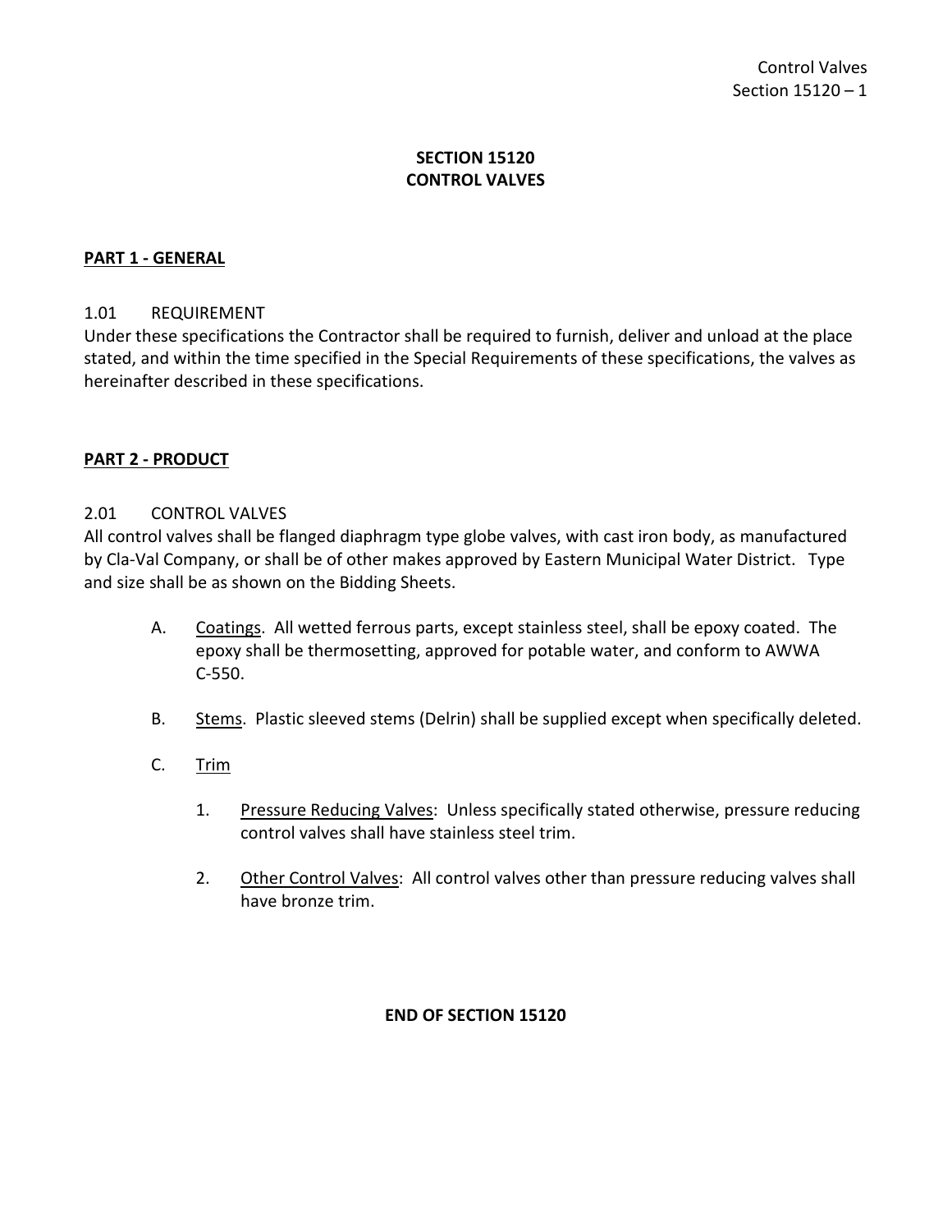# SECTION 15120
# CONTROL VALVES

## PART 1 - GENERAL

### 1.01 REQUIREMENT

Under these specifications the Contractor shall be required to furnish, deliver and unload at the place stated, and within the time specified in the Special Requirements of these specifications, the valves as hereinafter described in these specifications.

## PART 2 - PRODUCT

### 2.01 CONTROL VALVES

All control valves shall be flanged diaphragm type globe valves, with cast iron body, as manufactured by Cla-Val Company, or shall be of other makes approved by Eastern Municipal Water District. Type and size shall be as shown on the Bidding Sheets.

A. Coatings. All wetted ferrous parts, except stainless steel, shall be epoxy coated. The epoxy shall be thermosetting, approved for potable water, and conform to AWWA C-550.

B. Stems. Plastic sleeved stems (Delrin) shall be supplied except when specifically deleted.

C. Trim

1. Pressure Reducing Valves: Unless specifically stated otherwise, pressure reducing control valves shall have stainless steel trim.

2. Other Control Valves: All control valves other than pressure reducing valves shall have bronze trim.

**END OF SECTION 15120**